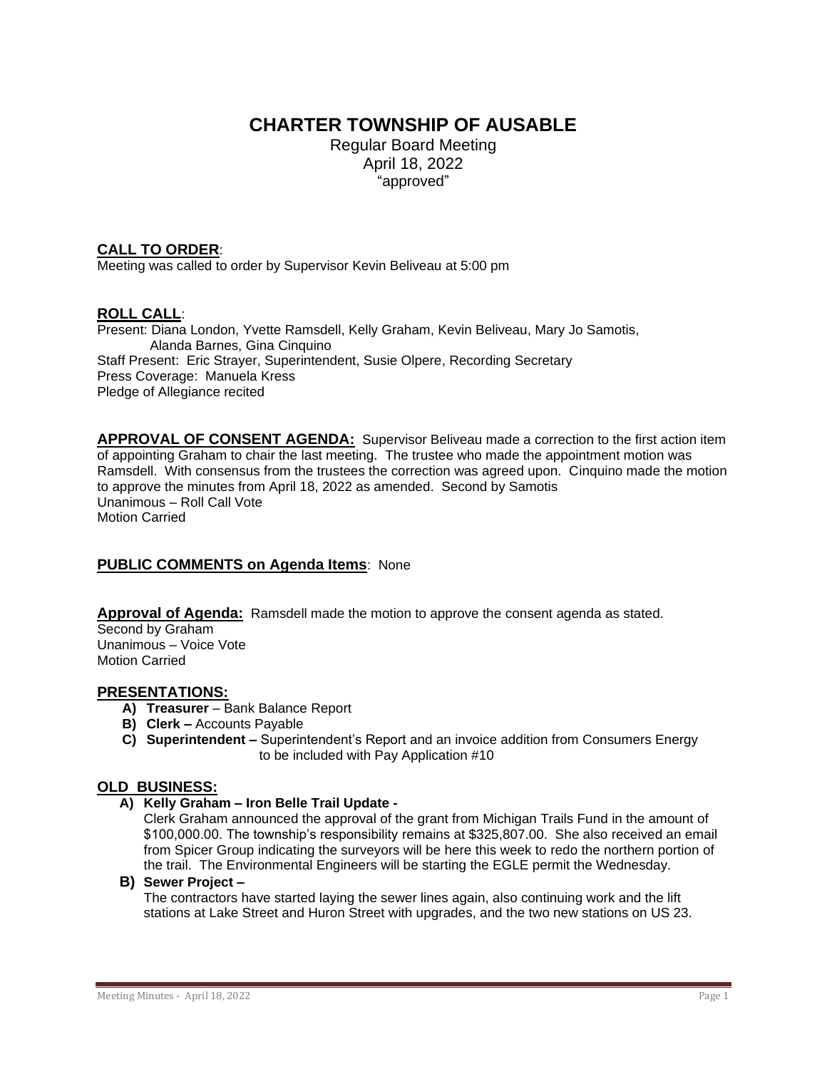# CHARTER TOWNSHIP OF AUSABLE

Regular Board Meeting
April 18, 2022
"approved"

## CALL TO ORDER:

Meeting was called to order by Supervisor Kevin Beliveau at 5:00 pm

## ROLL CALL:

Present: Diana London, Yvette Ramsdell, Kelly Graham, Kevin Beliveau, Mary Jo Samotis, Alanda Barnes, Gina Cinquino
Staff Present: Eric Strayer, Superintendent, Susie Olpere, Recording Secretary
Press Coverage: Manuela Kress
Pledge of Allegiance recited

**APPROVAL OF CONSENT AGENDA:** Supervisor Beliveau made a correction to the first action item of appointing Graham to chair the last meeting. The trustee who made the appointment motion was Ramsdell. With consensus from the trustees the correction was agreed upon. Cinquino made the motion to approve the minutes from April 18, 2022 as amended. Second by Samotis
Unanimous – Roll Call Vote
Motion Carried

**PUBLIC COMMENTS on Agenda Items**: None

**Approval of Agenda:** Ramsdell made the motion to approve the consent agenda as stated.
Second by Graham
Unanimous – Voice Vote
Motion Carried

## PRESENTATIONS:

- **A) Treasurer** – Bank Balance Report
- **B) Clerk –** Accounts Payable
- **C) Superintendent –** Superintendent's Report and an invoice addition from Consumers Energy to be included with Pay Application #10

## OLD BUSINESS:

**A) Kelly Graham – Iron Belle Trail Update -**

Clerk Graham announced the approval of the grant from Michigan Trails Fund in the amount of $100,000.00. The township's responsibility remains at $325,807.00. She also received an email from Spicer Group indicating the surveyors will be here this week to redo the northern portion of the trail. The Environmental Engineers will be starting the EGLE permit the Wednesday.

**B) Sewer Project –**

The contractors have started laying the sewer lines again, also continuing work and the lift stations at Lake Street and Huron Street with upgrades, and the two new stations on US 23.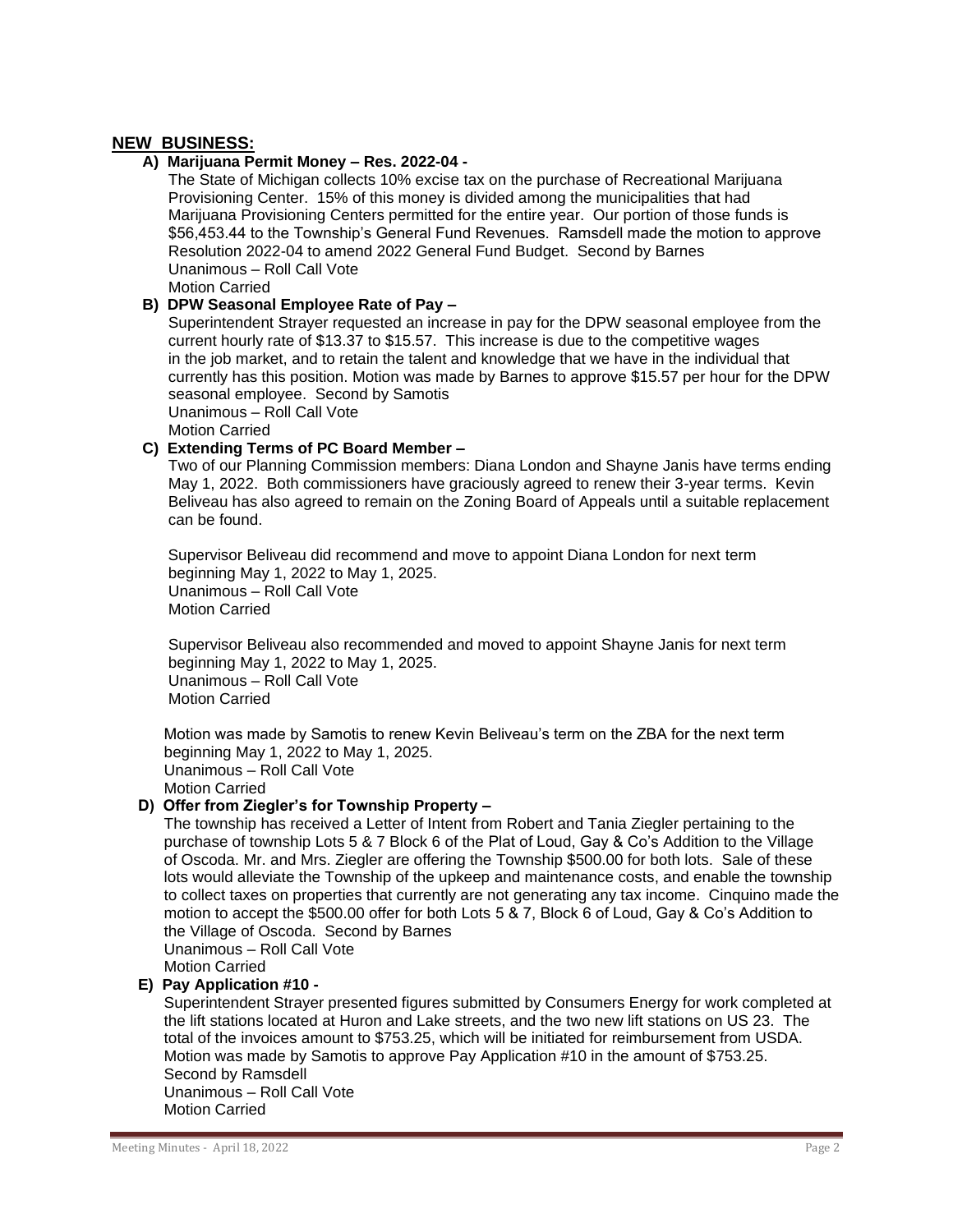## NEW BUSINESS:

**A) Marijuana Permit Money – Res. 2022-04 -**

The State of Michigan collects 10% excise tax on the purchase of Recreational Marijuana Provisioning Center. 15% of this money is divided among the municipalities that had Marijuana Provisioning Centers permitted for the entire year. Our portion of those funds is $56,453.44 to the Township's General Fund Revenues. Ramsdell made the motion to approve Resolution 2022-04 to amend 2022 General Fund Budget. Second by Barnes
Unanimous – Roll Call Vote
Motion Carried

**B) DPW Seasonal Employee Rate of Pay –**

Superintendent Strayer requested an increase in pay for the DPW seasonal employee from the current hourly rate of $13.37 to $15.57. This increase is due to the competitive wages in the job market, and to retain the talent and knowledge that we have in the individual that currently has this position. Motion was made by Barnes to approve $15.57 per hour for the DPW seasonal employee. Second by Samotis
Unanimous – Roll Call Vote
Motion Carried

**C) Extending Terms of PC Board Member –**

Two of our Planning Commission members: Diana London and Shayne Janis have terms ending May 1, 2022. Both commissioners have graciously agreed to renew their 3-year terms. Kevin Beliveau has also agreed to remain on the Zoning Board of Appeals until a suitable replacement can be found.

Supervisor Beliveau did recommend and move to appoint Diana London for next term beginning May 1, 2022 to May 1, 2025.
Unanimous – Roll Call Vote
Motion Carried

Supervisor Beliveau also recommended and moved to appoint Shayne Janis for next term beginning May 1, 2022 to May 1, 2025.
Unanimous – Roll Call Vote
Motion Carried

Motion was made by Samotis to renew Kevin Beliveau's term on the ZBA for the next term beginning May 1, 2022 to May 1, 2025.
Unanimous – Roll Call Vote
Motion Carried

**D) Offer from Ziegler's for Township Property –**

The township has received a Letter of Intent from Robert and Tania Ziegler pertaining to the purchase of township Lots 5 & 7 Block 6 of the Plat of Loud, Gay & Co's Addition to the Village of Oscoda. Mr. and Mrs. Ziegler are offering the Township $500.00 for both lots. Sale of these lots would alleviate the Township of the upkeep and maintenance costs, and enable the township to collect taxes on properties that currently are not generating any tax income. Cinquino made the motion to accept the $500.00 offer for both Lots 5 & 7, Block 6 of Loud, Gay & Co's Addition to the Village of Oscoda. Second by Barnes
Unanimous – Roll Call Vote
Motion Carried

**E) Pay Application #10 -**

Superintendent Strayer presented figures submitted by Consumers Energy for work completed at the lift stations located at Huron and Lake streets, and the two new lift stations on US 23. The total of the invoices amount to $753.25, which will be initiated for reimbursement from USDA. Motion was made by Samotis to approve Pay Application #10 in the amount of $753.25.
Second by Ramsdell
Unanimous – Roll Call Vote
Motion Carried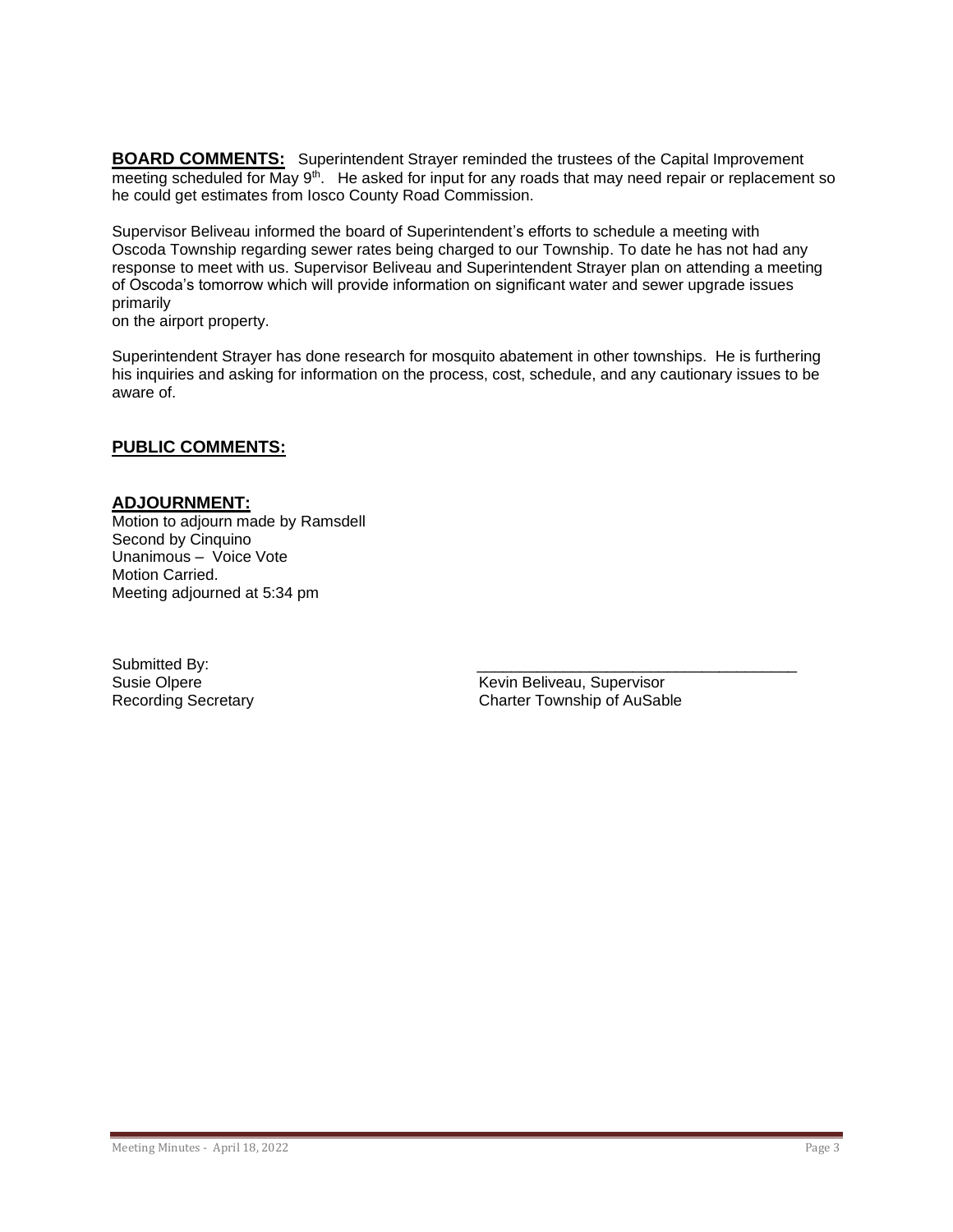**BOARD COMMENTS:** Superintendent Strayer reminded the trustees of the Capital Improvement meeting scheduled for May 9th. He asked for input for any roads that may need repair or replacement so he could get estimates from Iosco County Road Commission.

Supervisor Beliveau informed the board of Superintendent's efforts to schedule a meeting with Oscoda Township regarding sewer rates being charged to our Township. To date he has not had any response to meet with us. Supervisor Beliveau and Superintendent Strayer plan on attending a meeting of Oscoda's tomorrow which will provide information on significant water and sewer upgrade issues primarily
on the airport property.

Superintendent Strayer has done research for mosquito abatement in other townships. He is furthering his inquiries and asking for information on the process, cost, schedule, and any cautionary issues to be aware of.

**PUBLIC COMMENTS:**

**ADJOURNMENT:**
Motion to adjourn made by Ramsdell
Second by Cinquino
Unanimous – Voice Vote
Motion Carried.
Meeting adjourned at 5:34 pm

Submitted By:
Susie Olpere
Recording Secretary

\_\_\_\_\_\_\_\_\_\_\_\_\_\_\_\_\_\_\_\_\_\_\_\_\_\_\_\_\_\_\_\_\_\_\_\_\_\_
Kevin Beliveau, Supervisor
Charter Township of AuSable